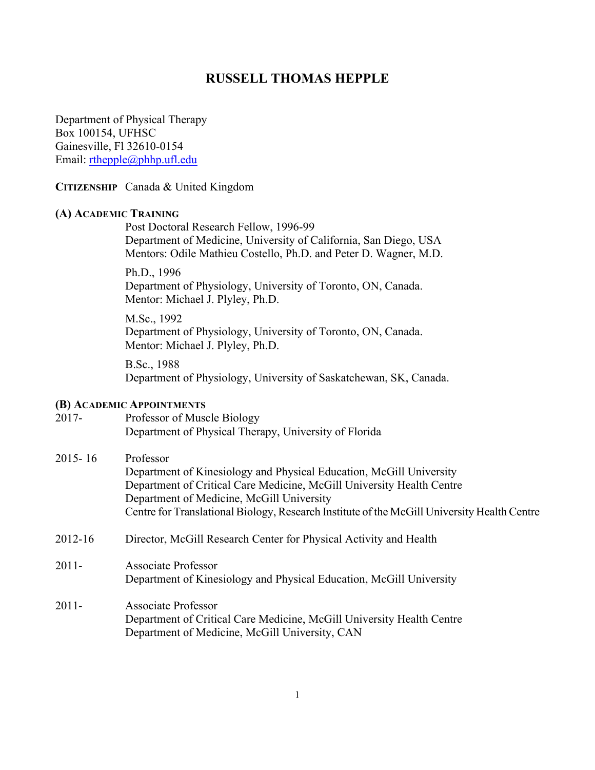# RUSSELL THOMAS HEPPLE

Department of Physical Therapy
Box 100154, UFHSC
Gainesville, Fl 32610-0154
Email: rthepple@phhp.ufl.edu

**CITIZENSHIP** Canada & United Kingdom

## (A) ACADEMIC TRAINING

Post Doctoral Research Fellow, 1996-99
Department of Medicine, University of California, San Diego, USA
Mentors: Odile Mathieu Costello, Ph.D. and Peter D. Wagner, M.D.

Ph.D., 1996
Department of Physiology, University of Toronto, ON, Canada.
Mentor: Michael J. Plyley, Ph.D.

M.Sc., 1992
Department of Physiology, University of Toronto, ON, Canada.
Mentor: Michael J. Plyley, Ph.D.

B.Sc., 1988
Department of Physiology, University of Saskatchewan, SK, Canada.

## (B) ACADEMIC APPOINTMENTS

2017- Professor of Muscle Biology
Department of Physical Therapy, University of Florida

2015- 16 Professor
Department of Kinesiology and Physical Education, McGill University
Department of Critical Care Medicine, McGill University Health Centre
Department of Medicine, McGill University
Centre for Translational Biology, Research Institute of the McGill University Health Centre

2012-16 Director, McGill Research Center for Physical Activity and Health

2011- Associate Professor
Department of Kinesiology and Physical Education, McGill University

2011- Associate Professor
Department of Critical Care Medicine, McGill University Health Centre
Department of Medicine, McGill University, CAN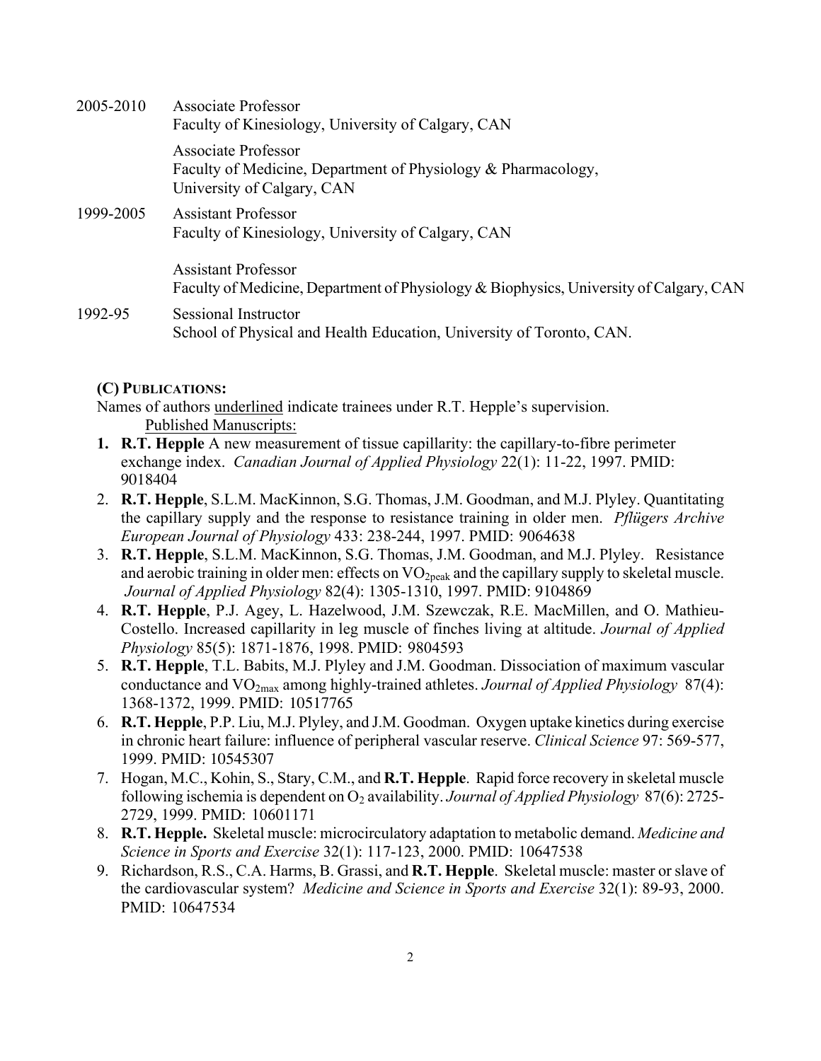2005-2010 Associate Professor
Faculty of Kinesiology, University of Calgary, CAN

Associate Professor
Faculty of Medicine, Department of Physiology & Pharmacology, University of Calgary, CAN

1999-2005 Assistant Professor
Faculty of Kinesiology, University of Calgary, CAN

Assistant Professor
Faculty of Medicine, Department of Physiology & Biophysics, University of Calgary, CAN

1992-95 Sessional Instructor
School of Physical and Health Education, University of Toronto, CAN.

**(C) PUBLICATIONS:**

Names of authors underlined indicate trainees under R.T. Hepple's supervision.

Published Manuscripts:

1. **R.T. Hepple** A new measurement of tissue capillarity: the capillary-to-fibre perimeter exchange index. *Canadian Journal of Applied Physiology* 22(1): 11-22, 1997. PMID: 9018404
2. **R.T. Hepple**, S.L.M. MacKinnon, S.G. Thomas, J.M. Goodman, and M.J. Plyley. Quantitating the capillary supply and the response to resistance training in older men. *Pflügers Archive European Journal of Physiology* 433: 238-244, 1997. PMID: 9064638
3. **R.T. Hepple**, S.L.M. MacKinnon, S.G. Thomas, J.M. Goodman, and M.J. Plyley. Resistance and aerobic training in older men: effects on $VO_{2peak}$ and the capillary supply to skeletal muscle. *Journal of Applied Physiology* 82(4): 1305-1310, 1997. PMID: 9104869
4. **R.T. Hepple**, P.J. Agey, L. Hazelwood, J.M. Szewczak, R.E. MacMillen, and O. Mathieu-Costello. Increased capillarity in leg muscle of finches living at altitude. *Journal of Applied Physiology* 85(5): 1871-1876, 1998. PMID: 9804593
5. **R.T. Hepple**, T.L. Babits, M.J. Plyley and J.M. Goodman. Dissociation of maximum vascular conductance and $VO_{2max}$ among highly-trained athletes. *Journal of Applied Physiology* 87(4): 1368-1372, 1999. PMID: 10517765
6. **R.T. Hepple**, P.P. Liu, M.J. Plyley, and J.M. Goodman. Oxygen uptake kinetics during exercise in chronic heart failure: influence of peripheral vascular reserve. *Clinical Science* 97: 569-577, 1999. PMID: 10545307
7. Hogan, M.C., Kohin, S., Stary, C.M., and **R.T. Hepple**. Rapid force recovery in skeletal muscle following ischemia is dependent on $O_2$ availability. *Journal of Applied Physiology* 87(6): 2725-2729, 1999. PMID: 10601171
8. **R.T. Hepple.** Skeletal muscle: microcirculatory adaptation to metabolic demand. *Medicine and Science in Sports and Exercise* 32(1): 117-123, 2000. PMID: 10647538
9. Richardson, R.S., C.A. Harms, B. Grassi, and **R.T. Hepple**. Skeletal muscle: master or slave of the cardiovascular system? *Medicine and Science in Sports and Exercise* 32(1): 89-93, 2000. PMID: 10647534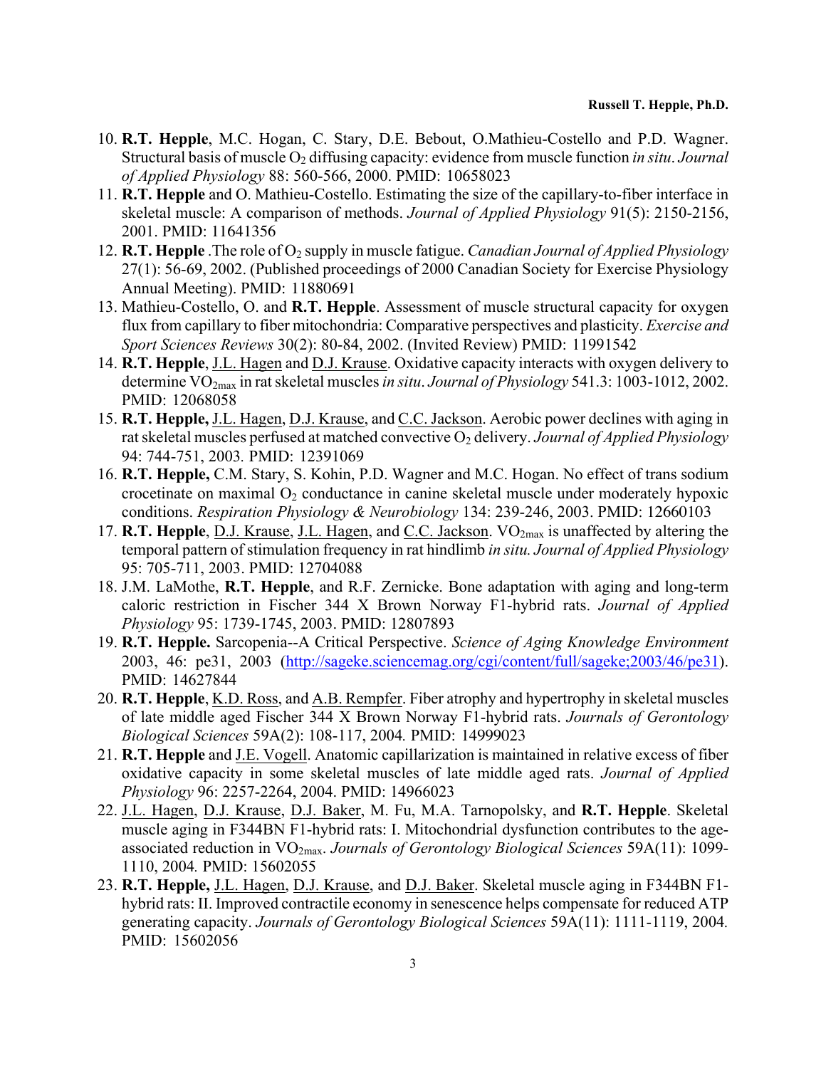10. **R.T. Hepple**, M.C. Hogan, C. Stary, D.E. Bebout, O.Mathieu-Costello and P.D. Wagner. Structural basis of muscle $O_2$ diffusing capacity: evidence from muscle function *in situ*. *Journal of Applied Physiology* 88: 560-566, 2000. PMID: 10658023
11. **R.T. Hepple** and O. Mathieu-Costello. Estimating the size of the capillary-to-fiber interface in skeletal muscle: A comparison of methods. *Journal of Applied Physiology* 91(5): 2150-2156, 2001. PMID: 11641356
12. **R.T. Hepple** .The role of $O_2$ supply in muscle fatigue. *Canadian Journal of Applied Physiology* 27(1): 56-69, 2002. (Published proceedings of 2000 Canadian Society for Exercise Physiology Annual Meeting). PMID: 11880691
13. Mathieu-Costello, O. and **R.T. Hepple**. Assessment of muscle structural capacity for oxygen flux from capillary to fiber mitochondria: Comparative perspectives and plasticity. *Exercise and Sport Sciences Reviews* 30(2): 80-84, 2002. (Invited Review) PMID: 11991542
14. **R.T. Hepple**, <u>J.L. Hagen</u> and <u>D.J. Krause</u>. Oxidative capacity interacts with oxygen delivery to determine $VO_{2max}$ in rat skeletal muscles *in situ*. *Journal of Physiology* 541.3: 1003-1012, 2002. PMID: 12068058
15. **R.T. Hepple,** <u>J.L. Hagen</u>, <u>D.J. Krause</u>, and <u>C.C. Jackson</u>. Aerobic power declines with aging in rat skeletal muscles perfused at matched convective $O_2$ delivery. *Journal of Applied Physiology* 94: 744-751, 2003. PMID: 12391069
16. **R.T. Hepple,** C.M. Stary, S. Kohin, P.D. Wagner and M.C. Hogan. No effect of trans sodium crocetinate on maximal $O_2$ conductance in canine skeletal muscle under moderately hypoxic conditions. *Respiration Physiology & Neurobiology* 134: 239-246, 2003. PMID: 12660103
17. **R.T. Hepple**, <u>D.J. Krause</u>, <u>J.L. Hagen</u>, and <u>C.C. Jackson</u>. $VO_{2max}$ is unaffected by altering the temporal pattern of stimulation frequency in rat hindlimb *in situ. Journal of Applied Physiology* 95: 705-711, 2003. PMID: 12704088
18. J.M. LaMothe, **R.T. Hepple**, and R.F. Zernicke. Bone adaptation with aging and long-term caloric restriction in Fischer 344 X Brown Norway F1-hybrid rats. *Journal of Applied Physiology* 95: 1739-1745, 2003. PMID: 12807893
19. **R.T. Hepple.** Sarcopenia--A Critical Perspective. *Science of Aging Knowledge Environment* 2003, 46: pe31, 2003 (http://sageke.sciencemag.org/cgi/content/full/sageke;2003/46/pe31). PMID: 14627844
20. **R.T. Hepple**, <u>K.D. Ross</u>, and <u>A.B. Rempfer</u>. Fiber atrophy and hypertrophy in skeletal muscles of late middle aged Fischer 344 X Brown Norway F1-hybrid rats. *Journals of Gerontology Biological Sciences* 59A(2): 108-117, 2004*.* PMID: 14999023
21. **R.T. Hepple** and <u>J.E. Vogell</u>. Anatomic capillarization is maintained in relative excess of fiber oxidative capacity in some skeletal muscles of late middle aged rats. *Journal of Applied Physiology* 96: 2257-2264, 2004. PMID: 14966023
22. <u>J.L. Hagen</u>, <u>D.J. Krause</u>, <u>D.J. Baker</u>, M. Fu, M.A. Tarnopolsky, and **R.T. Hepple**. Skeletal muscle aging in F344BN F1-hybrid rats: I. Mitochondrial dysfunction contributes to the age-associated reduction in $VO_{2max}$. *Journals of Gerontology Biological Sciences* 59A(11): 1099-1110, 2004*.* PMID: 15602055
23. **R.T. Hepple,** <u>J.L. Hagen</u>, <u>D.J. Krause</u>, and <u>D.J. Baker</u>. Skeletal muscle aging in F344BN F1-hybrid rats: II. Improved contractile economy in senescence helps compensate for reduced ATP generating capacity. *Journals of Gerontology Biological Sciences* 59A(11): 1111-1119, 2004*.* PMID: 15602056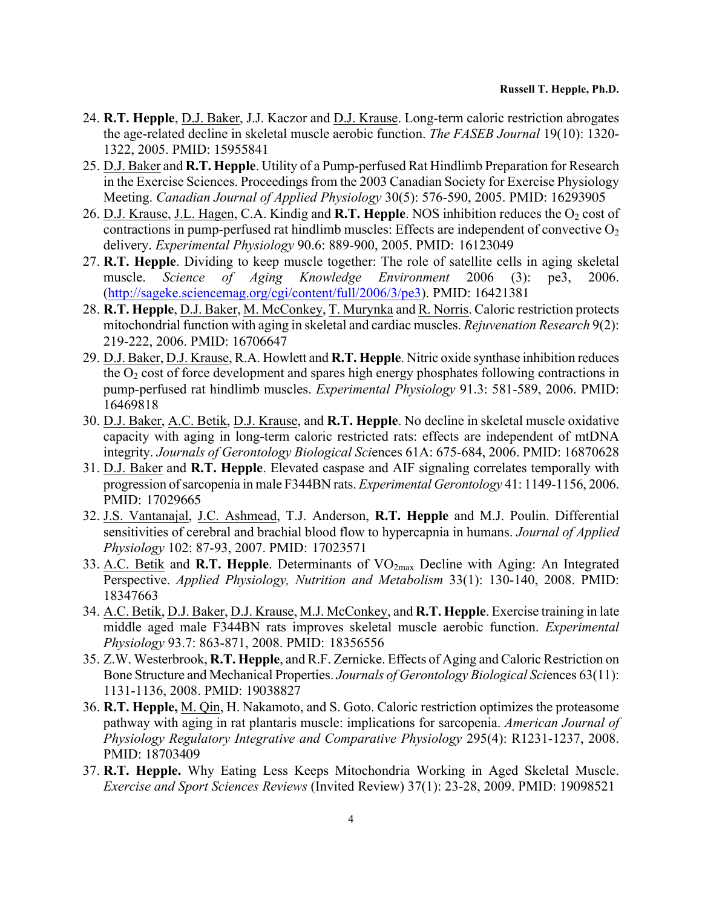24. **R.T. Hepple**, D.J. Baker, J.J. Kaczor and D.J. Krause. Long-term caloric restriction abrogates the age-related decline in skeletal muscle aerobic function. *The FASEB Journal* 19(10): 1320-1322, 2005. PMID: 15955841
25. D.J. Baker and **R.T. Hepple**. Utility of a Pump-perfused Rat Hindlimb Preparation for Research in the Exercise Sciences. Proceedings from the 2003 Canadian Society for Exercise Physiology Meeting. *Canadian Journal of Applied Physiology* 30(5): 576-590, 2005. PMID: 16293905
26. D.J. Krause, J.L. Hagen, C.A. Kindig and **R.T. Hepple**. NOS inhibition reduces the $O_2$ cost of contractions in pump-perfused rat hindlimb muscles: Effects are independent of convective $O_2$ delivery. *Experimental Physiology* 90.6: 889-900, 2005. PMID: 16123049
27. **R.T. Hepple**. Dividing to keep muscle together: The role of satellite cells in aging skeletal muscle. *Science of Aging Knowledge Environment* 2006 (3): pe3, 2006. (http://sageke.sciencemag.org/cgi/content/full/2006/3/pe3). PMID: 16421381
28. **R.T. Hepple**, D.J. Baker, M. McConkey, T. Murynka and R. Norris. Caloric restriction protects mitochondrial function with aging in skeletal and cardiac muscles. *Rejuvenation Research* 9(2): 219-222, 2006. PMID: 16706647
29. D.J. Baker, D.J. Krause, R.A. Howlett and **R.T. Hepple**. Nitric oxide synthase inhibition reduces the $O_2$ cost of force development and spares high energy phosphates following contractions in pump-perfused rat hindlimb muscles. *Experimental Physiology* 91.3: 581-589, 2006. PMID: 16469818
30. D.J. Baker, A.C. Betik, D.J. Krause, and **R.T. Hepple**. No decline in skeletal muscle oxidative capacity with aging in long-term caloric restricted rats: effects are independent of mtDNA integrity. *Journals of Gerontology Biological Sciences* 61A: 675-684, 2006. PMID: 16870628
31. D.J. Baker and **R.T. Hepple**. Elevated caspase and AIF signaling correlates temporally with progression of sarcopenia in male F344BN rats. *Experimental Gerontology* 41: 1149-1156, 2006. PMID: 17029665
32. J.S. Vantanajal, J.C. Ashmead, T.J. Anderson, **R.T. Hepple** and M.J. Poulin. Differential sensitivities of cerebral and brachial blood flow to hypercapnia in humans. *Journal of Applied Physiology* 102: 87-93, 2007. PMID: 17023571
33. A.C. Betik and **R.T. Hepple**. Determinants of $VO_{2max}$ Decline with Aging: An Integrated Perspective. *Applied Physiology, Nutrition and Metabolism* 33(1): 130-140, 2008. PMID: 18347663
34. A.C. Betik, D.J. Baker, D.J. Krause, M.J. McConkey, and **R.T. Hepple**. Exercise training in late middle aged male F344BN rats improves skeletal muscle aerobic function. *Experimental Physiology* 93.7: 863-871, 2008. PMID: 18356556
35. Z.W. Westerbrook, **R.T. Hepple**, and R.F. Zernicke. Effects of Aging and Caloric Restriction on Bone Structure and Mechanical Properties. *Journals of Gerontology Biological Sciences* 63(11): 1131-1136, 2008. PMID: 19038827
36. **R.T. Hepple,** M. Qin, H. Nakamoto, and S. Goto. Caloric restriction optimizes the proteasome pathway with aging in rat plantaris muscle: implications for sarcopenia. *American Journal of Physiology Regulatory Integrative and Comparative Physiology* 295(4): R1231-1237, 2008. PMID: 18703409
37. **R.T. Hepple.** Why Eating Less Keeps Mitochondria Working in Aged Skeletal Muscle. *Exercise and Sport Sciences Reviews* (Invited Review) 37(1): 23-28, 2009. PMID: 19098521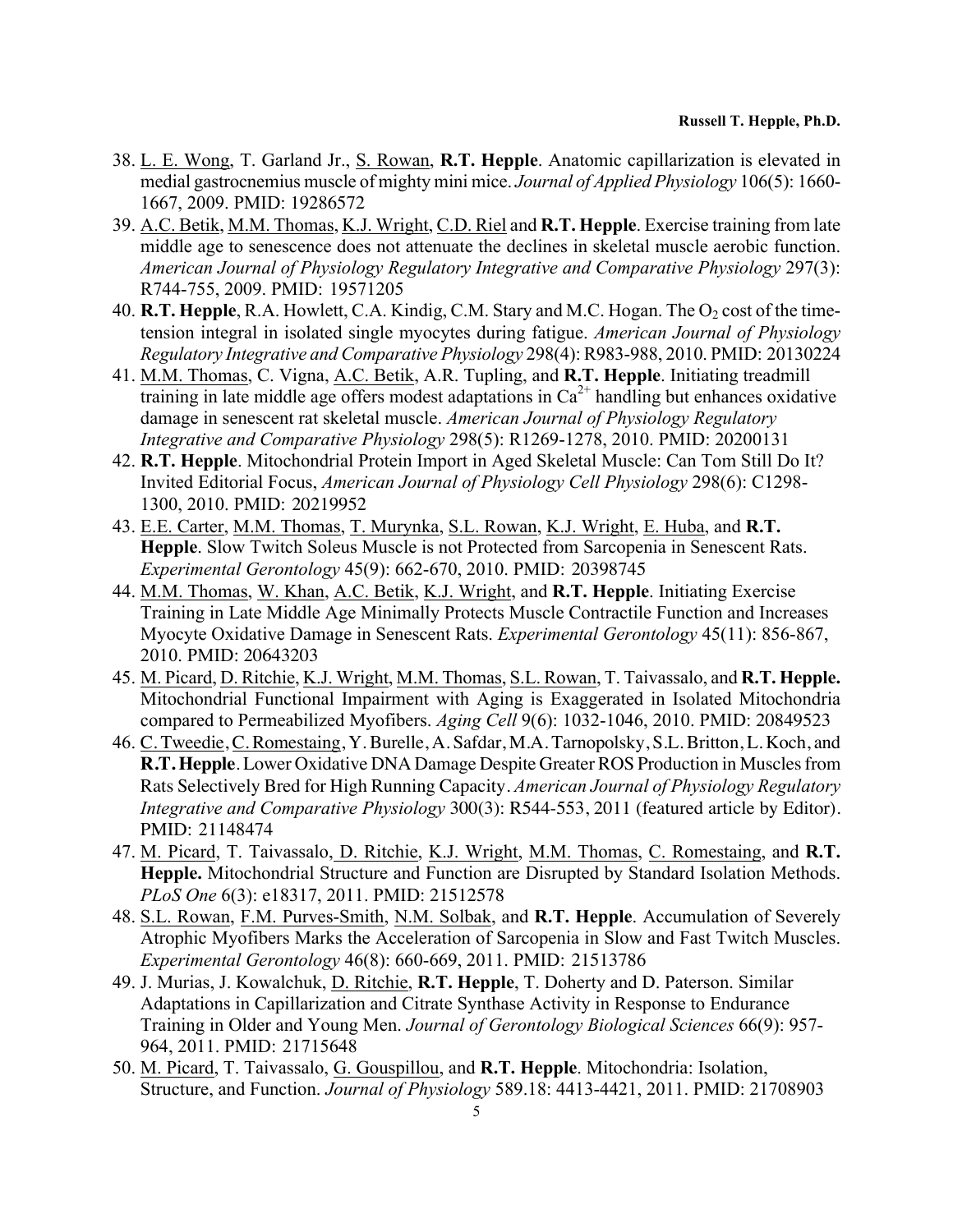38. L. E. Wong, T. Garland Jr., S. Rowan, **R.T. Hepple**. Anatomic capillarization is elevated in medial gastrocnemius muscle of mighty mini mice. *Journal of Applied Physiology* 106(5): 1660-1667, 2009. PMID: 19286572
39. A.C. Betik, M.M. Thomas, K.J. Wright, C.D. Riel and **R.T. Hepple**. Exercise training from late middle age to senescence does not attenuate the declines in skeletal muscle aerobic function. *American Journal of Physiology Regulatory Integrative and Comparative Physiology* 297(3): R744-755, 2009. PMID: 19571205
40. **R.T. Hepple**, R.A. Howlett, C.A. Kindig, C.M. Stary and M.C. Hogan. The $O_2$ cost of the time-tension integral in isolated single myocytes during fatigue. *American Journal of Physiology Regulatory Integrative and Comparative Physiology* 298(4): R983-988, 2010. PMID: 20130224
41. M.M. Thomas, C. Vigna, A.C. Betik, A.R. Tupling, and **R.T. Hepple**. Initiating treadmill training in late middle age offers modest adaptations in $Ca^{2+}$ handling but enhances oxidative damage in senescent rat skeletal muscle. *American Journal of Physiology Regulatory Integrative and Comparative Physiology* 298(5): R1269-1278, 2010. PMID: 20200131
42. **R.T. Hepple**. Mitochondrial Protein Import in Aged Skeletal Muscle: Can Tom Still Do It? Invited Editorial Focus, *American Journal of Physiology Cell Physiology* 298(6): C1298-1300, 2010. PMID: 20219952
43. E.E. Carter, M.M. Thomas, T. Murynka, S.L. Rowan, K.J. Wright, E. Huba, and **R.T. Hepple**. Slow Twitch Soleus Muscle is not Protected from Sarcopenia in Senescent Rats. *Experimental Gerontology* 45(9): 662-670, 2010. PMID: 20398745
44. M.M. Thomas, W. Khan, A.C. Betik, K.J. Wright, and **R.T. Hepple**. Initiating Exercise Training in Late Middle Age Minimally Protects Muscle Contractile Function and Increases Myocyte Oxidative Damage in Senescent Rats. *Experimental Gerontology* 45(11): 856-867, 2010. PMID: 20643203
45. M. Picard, D. Ritchie, K.J. Wright, M.M. Thomas, S.L. Rowan, T. Taivassalo, and **R.T. Hepple.** Mitochondrial Functional Impairment with Aging is Exaggerated in Isolated Mitochondria compared to Permeabilized Myofibers. *Aging Cell* 9(6): 1032-1046, 2010. PMID: 20849523
46. C. Tweedie, C. Romestaing, Y. Burelle, A. Safdar, M.A. Tarnopolsky, S.L. Britton, L. Koch, and **R.T. Hepple**. Lower Oxidative DNA Damage Despite Greater ROS Production in Muscles from Rats Selectively Bred for High Running Capacity. *American Journal of Physiology Regulatory Integrative and Comparative Physiology* 300(3): R544-553, 2011 (featured article by Editor). PMID: 21148474
47. M. Picard, T. Taivassalo, D. Ritchie, K.J. Wright, M.M. Thomas, C. Romestaing, and **R.T. Hepple.** Mitochondrial Structure and Function are Disrupted by Standard Isolation Methods. *PLoS One* 6(3): e18317, 2011. PMID: 21512578
48. S.L. Rowan, F.M. Purves-Smith, N.M. Solbak, and **R.T. Hepple**. Accumulation of Severely Atrophic Myofibers Marks the Acceleration of Sarcopenia in Slow and Fast Twitch Muscles. *Experimental Gerontology* 46(8): 660-669, 2011. PMID: 21513786
49. J. Murias, J. Kowalchuk, D. Ritchie, **R.T. Hepple**, T. Doherty and D. Paterson. Similar Adaptations in Capillarization and Citrate Synthase Activity in Response to Endurance Training in Older and Young Men. *Journal of Gerontology Biological Sciences* 66(9): 957-964, 2011. PMID: 21715648
50. M. Picard, T. Taivassalo, G. Gouspillou, and **R.T. Hepple**. Mitochondria: Isolation, Structure, and Function. *Journal of Physiology* 589.18: 4413-4421, 2011. PMID: 21708903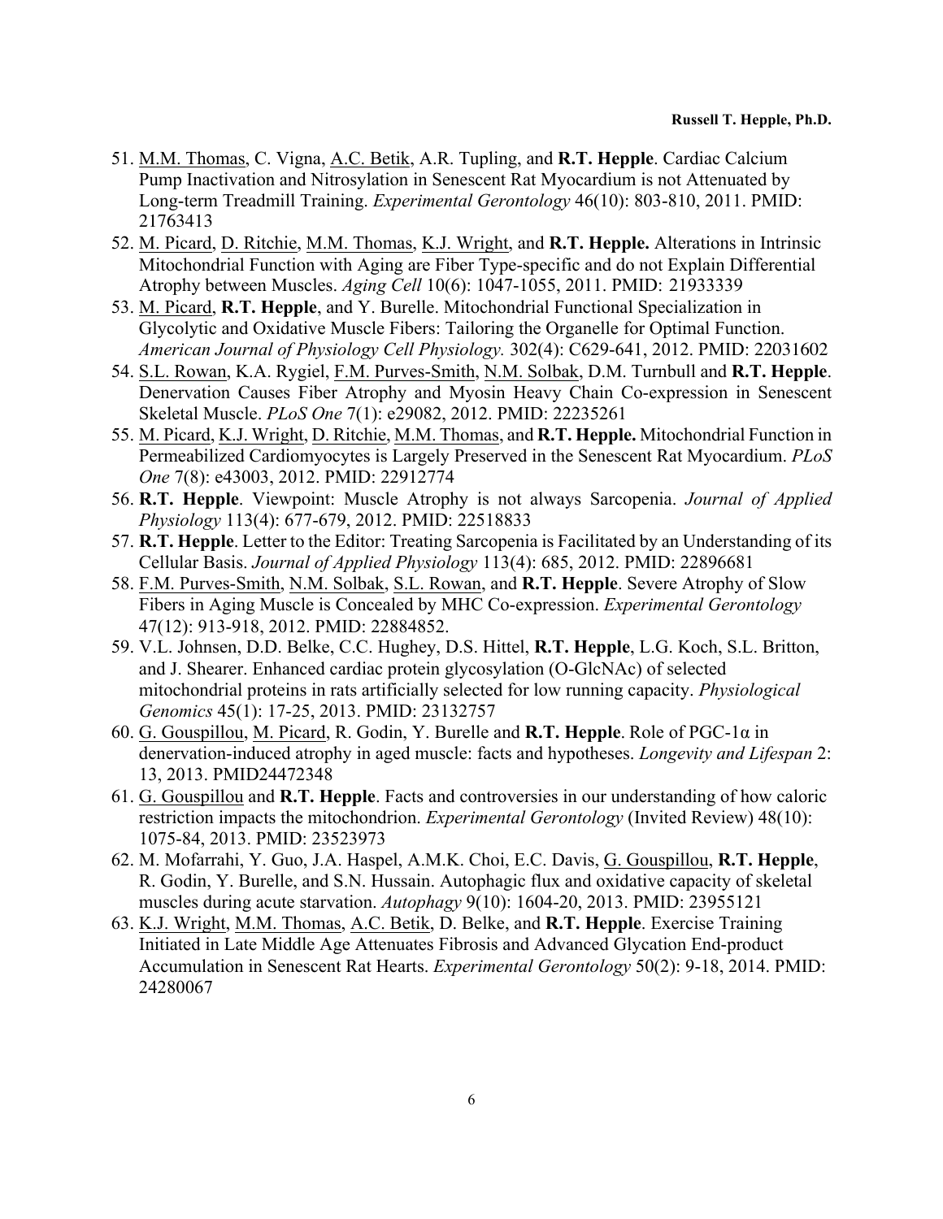51. M.M. Thomas, C. Vigna, A.C. Betik, A.R. Tupling, and **R.T. Hepple**. Cardiac Calcium Pump Inactivation and Nitrosylation in Senescent Rat Myocardium is not Attenuated by Long-term Treadmill Training. *Experimental Gerontology* 46(10): 803-810, 2011. PMID: 21763413
52. M. Picard, D. Ritchie, M.M. Thomas, K.J. Wright, and **R.T. Hepple.** Alterations in Intrinsic Mitochondrial Function with Aging are Fiber Type-specific and do not Explain Differential Atrophy between Muscles. *Aging Cell* 10(6): 1047-1055, 2011. PMID: 21933339
53. M. Picard, **R.T. Hepple**, and Y. Burelle. Mitochondrial Functional Specialization in Glycolytic and Oxidative Muscle Fibers: Tailoring the Organelle for Optimal Function. *American Journal of Physiology Cell Physiology.* 302(4): C629-641, 2012. PMID: 22031602
54. S.L. Rowan, K.A. Rygiel, F.M. Purves-Smith, N.M. Solbak, D.M. Turnbull and **R.T. Hepple**. Denervation Causes Fiber Atrophy and Myosin Heavy Chain Co-expression in Senescent Skeletal Muscle. *PLoS One* 7(1): e29082, 2012. PMID: 22235261
55. M. Picard, K.J. Wright, D. Ritchie, M.M. Thomas, and **R.T. Hepple.** Mitochondrial Function in Permeabilized Cardiomyocytes is Largely Preserved in the Senescent Rat Myocardium. *PLoS One* 7(8): e43003, 2012. PMID: 22912774
56. **R.T. Hepple**. Viewpoint: Muscle Atrophy is not always Sarcopenia. *Journal of Applied Physiology* 113(4): 677-679, 2012. PMID: 22518833
57. **R.T. Hepple**. Letter to the Editor: Treating Sarcopenia is Facilitated by an Understanding of its Cellular Basis. *Journal of Applied Physiology* 113(4): 685, 2012. PMID: 22896681
58. F.M. Purves-Smith, N.M. Solbak, S.L. Rowan, and **R.T. Hepple**. Severe Atrophy of Slow Fibers in Aging Muscle is Concealed by MHC Co-expression. *Experimental Gerontology* 47(12): 913-918, 2012. PMID: 22884852.
59. V.L. Johnsen, D.D. Belke, C.C. Hughey, D.S. Hittel, **R.T. Hepple**, L.G. Koch, S.L. Britton, and J. Shearer. Enhanced cardiac protein glycosylation (O-GlcNAc) of selected mitochondrial proteins in rats artificially selected for low running capacity. *Physiological Genomics* 45(1): 17-25, 2013. PMID: 23132757
60. G. Gouspillou, M. Picard, R. Godin, Y. Burelle and **R.T. Hepple**. Role of PGC-1α in denervation-induced atrophy in aged muscle: facts and hypotheses. *Longevity and Lifespan* 2: 13, 2013. PMID24472348
61. G. Gouspillou and **R.T. Hepple**. Facts and controversies in our understanding of how caloric restriction impacts the mitochondrion. *Experimental Gerontology* (Invited Review) 48(10): 1075-84, 2013. PMID: 23523973
62. M. Mofarrahi, Y. Guo, J.A. Haspel, A.M.K. Choi, E.C. Davis, G. Gouspillou, **R.T. Hepple**, R. Godin, Y. Burelle, and S.N. Hussain. Autophagic flux and oxidative capacity of skeletal muscles during acute starvation. *Autophagy* 9(10): 1604-20, 2013. PMID: 23955121
63. K.J. Wright, M.M. Thomas, A.C. Betik, D. Belke, and **R.T. Hepple**. Exercise Training Initiated in Late Middle Age Attenuates Fibrosis and Advanced Glycation End-product Accumulation in Senescent Rat Hearts. *Experimental Gerontology* 50(2): 9-18, 2014. PMID: 24280067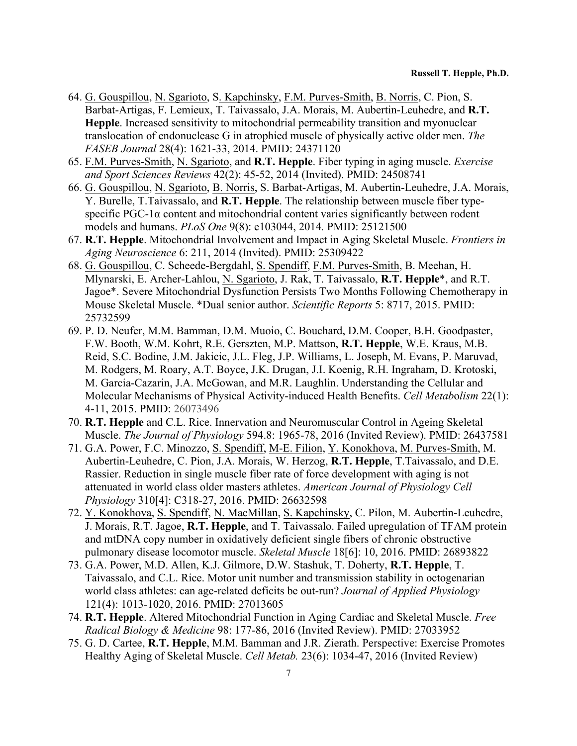64. <u>G. Gouspillou</u>, <u>N. Sgarioto</u>, S. <u>Kapchinsky</u>, <u>F.M. Purves-Smith</u>, <u>B. Norris</u>, C. Pion, S. Barbat-Artigas, F. Lemieux, T. Taivassalo, J.A. Morais, M. Aubertin-Leuhedre, and **R.T. Hepple**. Increased sensitivity to mitochondrial permeability transition and myonuclear translocation of endonuclease G in atrophied muscle of physically active older men. *The FASEB Journal* 28(4): 1621-33, 2014. PMID: 24371120
65. <u>F.M. Purves-Smith</u>, <u>N. Sgarioto</u>, and **R.T. Hepple**. Fiber typing in aging muscle. *Exercise and Sport Sciences Reviews* 42(2): 45-52, 2014 (Invited). PMID: 24508741
66. <u>G. Gouspillou</u>, <u>N. Sgarioto</u>, <u>B. Norris</u>, S. Barbat-Artigas, M. Aubertin-Leuhedre, J.A. Morais, Y. Burelle, T.Taivassalo, and **R.T. Hepple**. The relationship between muscle fiber type-specific PGC-1α content and mitochondrial content varies significantly between rodent models and humans. *PLoS One* 9(8): e103044, 2014. PMID: 25121500
67. **R.T. Hepple**. Mitochondrial Involvement and Impact in Aging Skeletal Muscle. *Frontiers in Aging Neuroscience* 6: 211, 2014 (Invited). PMID: 25309422
68. <u>G. Gouspillou</u>, C. Scheede-Bergdahl, <u>S. Spendiff</u>, <u>F.M. Purves-Smith</u>, B. Meehan, H. Mlynarski, E. Archer-Lahlou, <u>N. Sgarioto</u>, J. Rak, T. Taivassalo, **R.T. Hepple**\*, and R.T. Jagoe\*. Severe Mitochondrial Dysfunction Persists Two Months Following Chemotherapy in Mouse Skeletal Muscle. \*Dual senior author. *Scientific Reports* 5: 8717, 2015. PMID: 25732599
69. P. D. Neufer, M.M. Bamman, D.M. Muoio, C. Bouchard, D.M. Cooper, B.H. Goodpaster, F.W. Booth, W.M. Kohrt, R.E. Gerszten, M.P. Mattson, **R.T. Hepple**, W.E. Kraus, M.B. Reid, S.C. Bodine, J.M. Jakicic, J.L. Fleg, J.P. Williams, L. Joseph, M. Evans, P. Maruvad, M. Rodgers, M. Roary, A.T. Boyce, J.K. Drugan, J.I. Koenig, R.H. Ingraham, D. Krotoski, M. Garcia-Cazarin, J.A. McGowan, and M.R. Laughlin. Understanding the Cellular and Molecular Mechanisms of Physical Activity-induced Health Benefits. *Cell Metabolism* 22(1): 4-11, 2015. PMID: 26073496
70. **R.T. Hepple** and C.L. Rice. Innervation and Neuromuscular Control in Ageing Skeletal Muscle. *The Journal of Physiology* 594.8: 1965-78, 2016 (Invited Review). PMID: 26437581
71. G.A. Power, F.C. Minozzo, <u>S. Spendiff</u>, <u>M-E. Filion</u>, <u>Y. Konokhova</u>, <u>M. Purves-Smith</u>, M. Aubertin-Leuhedre, C. Pion, J.A. Morais, W. Herzog, **R.T. Hepple**, T.Taivassalo, and D.E. Rassier. Reduction in single muscle fiber rate of force development with aging is not attenuated in world class older masters athletes. *American Journal of Physiology Cell Physiology* 310[4]: C318-27, 2016. PMID: 26632598
72. <u>Y. Konokhova</u>, <u>S. Spendiff</u>, <u>N. MacMillan</u>, <u>S. Kapchinsky</u>, C. Pilon, M. Aubertin-Leuhedre, J. Morais, R.T. Jagoe, **R.T. Hepple**, and T. Taivassalo. Failed upregulation of TFAM protein and mtDNA copy number in oxidatively deficient single fibers of chronic obstructive pulmonary disease locomotor muscle. *Skeletal Muscle* 18[6]: 10, 2016. PMID: 26893822
73. G.A. Power, M.D. Allen, K.J. Gilmore, D.W. Stashuk, T. Doherty, **R.T. Hepple**, T. Taivassalo, and C.L. Rice. Motor unit number and transmission stability in octogenarian world class athletes: can age-related deficits be out-run? *Journal of Applied Physiology* 121(4): 1013-1020, 2016. PMID: 27013605
74. **R.T. Hepple**. Altered Mitochondrial Function in Aging Cardiac and Skeletal Muscle. *Free Radical Biology & Medicine* 98: 177-86, 2016 (Invited Review). PMID: 27033952
75. G. D. Cartee, **R.T. Hepple**, M.M. Bamman and J.R. Zierath. Perspective: Exercise Promotes Healthy Aging of Skeletal Muscle. *Cell Metab.* 23(6): 1034-47, 2016 (Invited Review)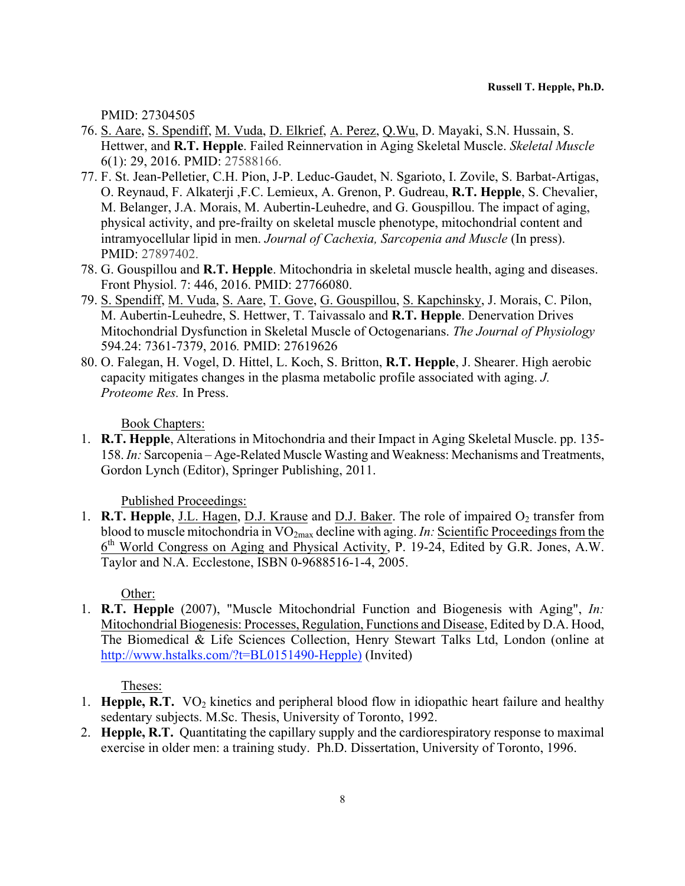PMID: 27304505

76. <u>S. Aare</u>, <u>S. Spendiff</u>, <u>M. Vuda</u>, <u>D. Elkrief</u>, <u>A. Perez</u>, <u>Q.Wu</u>, D. Mayaki, S.N. Hussain, S. Hettwer, and **R.T. Hepple**. Failed Reinnervation in Aging Skeletal Muscle. *Skeletal Muscle* 6(1): 29, 2016. PMID: 27588166.
77. F. St. Jean-Pelletier, C.H. Pion, J-P. Leduc-Gaudet, N. Sgarioto, I. Zovile, S. Barbat-Artigas, O. Reynaud, F. Alkaterji ,F.C. Lemieux, A. Grenon, P. Gudreau, **R.T. Hepple**, S. Chevalier, M. Belanger, J.A. Morais, M. Aubertin-Leuhedre, and G. Gouspillou. The impact of aging, physical activity, and pre-frailty on skeletal muscle phenotype, mitochondrial content and intramyocellular lipid in men. *Journal of Cachexia, Sarcopenia and Muscle* (In press). PMID: 27897402.
78. G. Gouspillou and **R.T. Hepple**. Mitochondria in skeletal muscle health, aging and diseases. Front Physiol. 7: 446, 2016. PMID: 27766080.
79. <u>S. Spendiff</u>, <u>M. Vuda</u>, <u>S. Aare</u>, <u>T. Gove</u>, <u>G. Gouspillou</u>, <u>S. Kapchinsky</u>, J. Morais, C. Pilon, M. Aubertin-Leuhedre, S. Hettwer, T. Taivassalo and **R.T. Hepple**. Denervation Drives Mitochondrial Dysfunction in Skeletal Muscle of Octogenarians. *The Journal of Physiology* 594.24: 7361-7379, 2016*.* PMID: 27619626
80. O. Falegan, H. Vogel, D. Hittel, L. Koch, S. Britton, **R.T. Hepple**, J. Shearer. High aerobic capacity mitigates changes in the plasma metabolic profile associated with aging. *J. Proteome Res.* In Press.

<u>Book Chapters:</u>

1. **R.T. Hepple**, Alterations in Mitochondria and their Impact in Aging Skeletal Muscle. pp. 135-158. *In:* Sarcopenia – Age-Related Muscle Wasting and Weakness: Mechanisms and Treatments, Gordon Lynch (Editor), Springer Publishing, 2011.

<u>Published Proceedings:</u>

1. **R.T. Hepple**, <u>J.L. Hagen</u>, <u>D.J. Krause</u> and <u>D.J. Baker</u>. The role of impaired $O_2$ transfer from blood to muscle mitochondria in $VO_{2max}$ decline with aging. *In:* <u>Scientific Proceedings from the 6th World Congress on Aging and Physical Activity</u>, P. 19-24, Edited by G.R. Jones, A.W. Taylor and N.A. Ecclestone, ISBN 0-9688516-1-4, 2005.

<u>Other:</u>

1. **R.T. Hepple** (2007), "Muscle Mitochondrial Function and Biogenesis with Aging", *In:* <u>Mitochondrial Biogenesis: Processes, Regulation, Functions and Disease</u>, Edited by D.A. Hood, The Biomedical & Life Sciences Collection, Henry Stewart Talks Ltd, London (online at http://www.hstalks.com/?t=BL0151490-Hepple) (Invited)

<u>Theses:</u>

1. **Hepple, R.T.** $VO_2$ kinetics and peripheral blood flow in idiopathic heart failure and healthy sedentary subjects. M.Sc. Thesis, University of Toronto, 1992.
2. **Hepple, R.T.** Quantitating the capillary supply and the cardiorespiratory response to maximal exercise in older men: a training study. Ph.D. Dissertation, University of Toronto, 1996.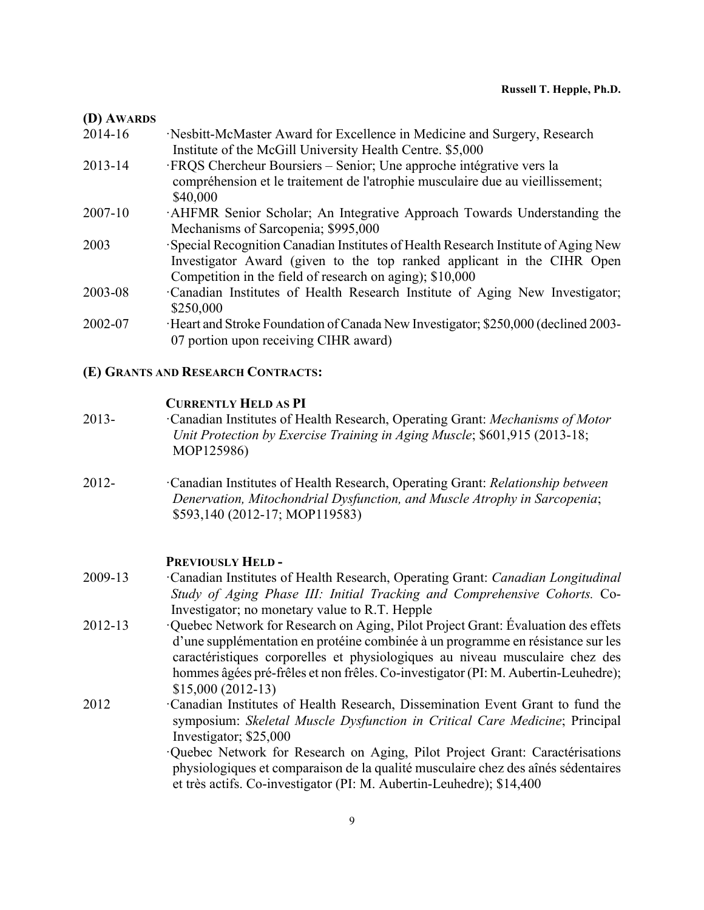### (D) Awards

2014-16 ·Nesbitt-McMaster Award for Excellence in Medicine and Surgery, Research Institute of the McGill University Health Centre. $5,000

2013-14 ·FRQS Chercheur Boursiers – Senior; Une approche intégrative vers la compréhension et le traitement de l'atrophie musculaire due au vieillissement; $40,000

2007-10 ·AHFMR Senior Scholar; An Integrative Approach Towards Understanding the Mechanisms of Sarcopenia; $995,000

2003 ·Special Recognition Canadian Institutes of Health Research Institute of Aging New Investigator Award (given to the top ranked applicant in the CIHR Open Competition in the field of research on aging); $10,000

2003-08 ·Canadian Institutes of Health Research Institute of Aging New Investigator; $250,000

2002-07 ·Heart and Stroke Foundation of Canada New Investigator; $250,000 (declined 2003-07 portion upon receiving CIHR award)

### (E) Grants and Research Contracts:

**Currently Held as PI**

2013- ·Canadian Institutes of Health Research, Operating Grant: *Mechanisms of Motor Unit Protection by Exercise Training in Aging Muscle*; $601,915 (2013-18; MOP125986)

2012- ·Canadian Institutes of Health Research, Operating Grant: *Relationship between Denervation, Mitochondrial Dysfunction, and Muscle Atrophy in Sarcopenia*; $593,140 (2012-17; MOP119583)

**Previously Held -**

2009-13 ·Canadian Institutes of Health Research, Operating Grant: *Canadian Longitudinal Study of Aging Phase III: Initial Tracking and Comprehensive Cohorts.* Co-Investigator; no monetary value to R.T. Hepple

2012-13 ·Quebec Network for Research on Aging, Pilot Project Grant: Évaluation des effets d'une supplémentation en protéine combinée à un programme en résistance sur les caractéristiques corporelles et physiologiques au niveau musculaire chez des hommes âgées pré-frêles et non frêles. Co-investigator (PI: M. Aubertin-Leuhedre); $15,000 (2012-13)

2012 ·Canadian Institutes of Health Research, Dissemination Event Grant to fund the symposium: *Skeletal Muscle Dysfunction in Critical Care Medicine*; Principal Investigator; $25,000

·Quebec Network for Research on Aging, Pilot Project Grant: Caractérisations physiologiques et comparaison de la qualité musculaire chez des aînés sédentaires et très actifs. Co-investigator (PI: M. Aubertin-Leuhedre); $14,400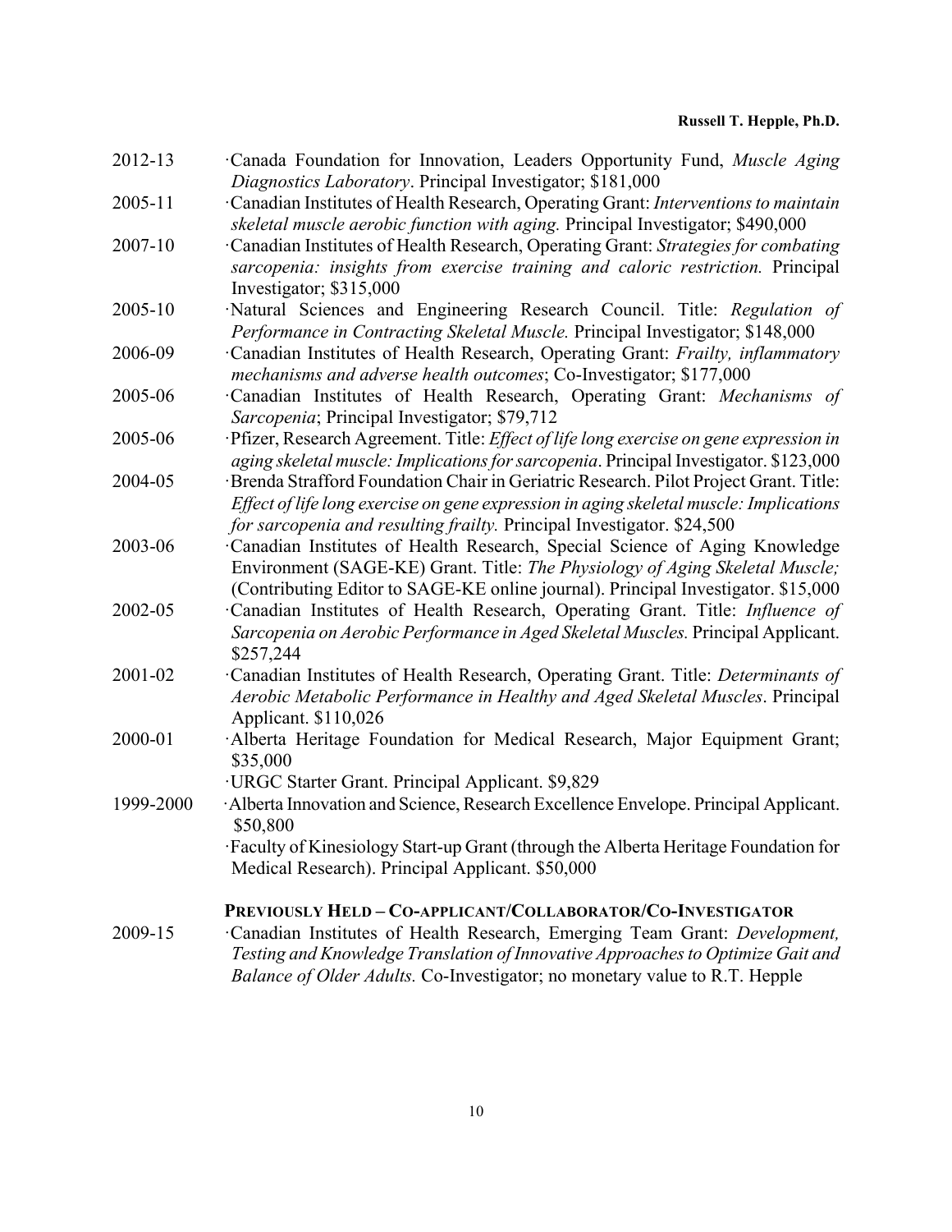| | |
|---|---|
| 2012-13 | ·Canada Foundation for Innovation, Leaders Opportunity Fund, *Muscle Aging Diagnostics Laboratory*. Principal Investigator; $181,000 |
| 2005-11 | ·Canadian Institutes of Health Research, Operating Grant: *Interventions to maintain skeletal muscle aerobic function with aging.* Principal Investigator; $490,000 |
| 2007-10 | ·Canadian Institutes of Health Research, Operating Grant: *Strategies for combating sarcopenia: insights from exercise training and caloric restriction.* Principal Investigator; $315,000 |
| 2005-10 | ·Natural Sciences and Engineering Research Council. Title: *Regulation of Performance in Contracting Skeletal Muscle.* Principal Investigator; $148,000 |
| 2006-09 | ·Canadian Institutes of Health Research, Operating Grant: *Frailty, inflammatory mechanisms and adverse health outcomes*; Co-Investigator; $177,000 |
| 2005-06 | ·Canadian Institutes of Health Research, Operating Grant: *Mechanisms of Sarcopenia*; Principal Investigator; $79,712 |
| 2005-06 | ·Pfizer, Research Agreement. Title: *Effect of life long exercise on gene expression in aging skeletal muscle: Implications for sarcopenia*. Principal Investigator. $123,000 |
| 2004-05 | ·Brenda Strafford Foundation Chair in Geriatric Research. Pilot Project Grant. Title: *Effect of life long exercise on gene expression in aging skeletal muscle: Implications for sarcopenia and resulting frailty.* Principal Investigator. $24,500 |
| 2003-06 | ·Canadian Institutes of Health Research, Special Science of Aging Knowledge Environment (SAGE-KE) Grant. Title: *The Physiology of Aging Skeletal Muscle;* (Contributing Editor to SAGE-KE online journal). Principal Investigator. $15,000 |
| 2002-05 | ·Canadian Institutes of Health Research, Operating Grant. Title: *Influence of Sarcopenia on Aerobic Performance in Aged Skeletal Muscles.* Principal Applicant. $257,244 |
| 2001-02 | ·Canadian Institutes of Health Research, Operating Grant. Title: *Determinants of Aerobic Metabolic Performance in Healthy and Aged Skeletal Muscles*. Principal Applicant. $110,026 |
| 2000-01 | ·Alberta Heritage Foundation for Medical Research, Major Equipment Grant; $35,000 |
| | ·URGC Starter Grant. Principal Applicant. $9,829 |
| 1999-2000 | ·Alberta Innovation and Science, Research Excellence Envelope. Principal Applicant. $50,800 |
| | ·Faculty of Kinesiology Start-up Grant (through the Alberta Heritage Foundation for Medical Research). Principal Applicant. $50,000 |

**PREVIOUSLY HELD – CO-APPLICANT/COLLABORATOR/CO-INVESTIGATOR**

| | |
|---|---|
| 2009-15 | ·Canadian Institutes of Health Research, Emerging Team Grant: *Development, Testing and Knowledge Translation of Innovative Approaches to Optimize Gait and Balance of Older Adults.* Co-Investigator; no monetary value to R.T. Hepple |